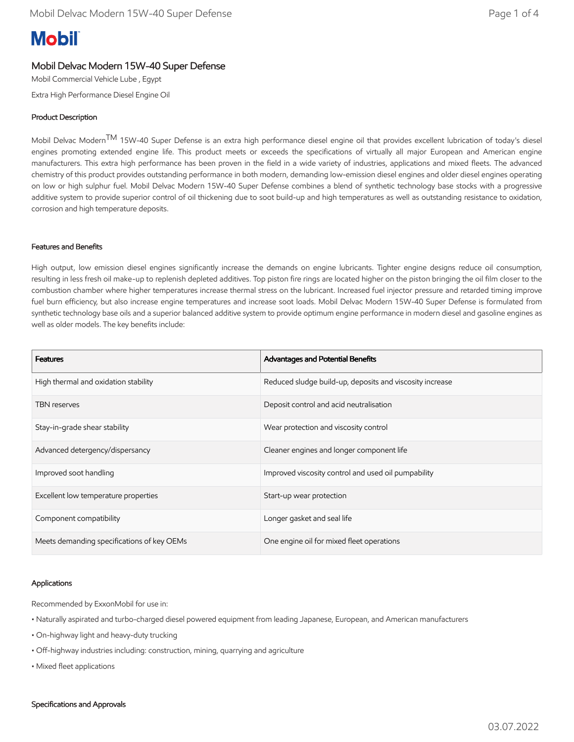Mobil

# Mobil Delvac Modern 15W-40 Super Defense

Mobil Commercial Vehicle Lube , Egypt

Extra High Performance Diesel Engine Oil

## Product Description

Mobil Delvac Modern™ 15W-40 Super Defense is an extra high performance diesel engine oil that provides excellent lubrication of today's diesel engines promoting extended engine life. This product meets or exceeds the specifications of virtually all major European and American engine manufacturers. This extra high performance has been proven in the field in a wide variety of industries, applications and mixed fleets. The advanced chemistry of this product provides outstanding performance in both modern, demanding low-emission diesel engines and older diesel engines operating on low or high sulphur fuel. Mobil Delvac Modern 15W-40 Super Defense combines a blend of synthetic technology base stocks with a progressive additive system to provide superior control of oil thickening due to soot build-up and high temperatures as well as outstanding resistance to oxidation, corrosion and high temperature deposits.

## Features and Benefits

High output, low emission diesel engines significantly increase the demands on engine lubricants. Tighter engine designs reduce oil consumption, resulting in less fresh oil make-up to replenish depleted additives. Top piston fire rings are located higher on the piston bringing the oil film closer to the combustion chamber where higher temperatures increase thermal stress on the lubricant. Increased fuel injector pressure and retarded timing improve fuel burn efficiency, but also increase engine temperatures and increase soot loads. Mobil Delvac Modern 15W-40 Super Defense is formulated from synthetic technology base oils and a superior balanced additive system to provide optimum engine performance in modern diesel and gasoline engines as well as older models. The key benefits include:

| Features | Advantages and Potential Benefits |
|---|---|
| High thermal and oxidation stability | Reduced sludge build-up, deposits and viscosity increase |
| TBN reserves | Deposit control and acid neutralisation |
| Stay-in-grade shear stability | Wear protection and viscosity control |
| Advanced detergency/dispersancy | Cleaner engines and longer component life |
| Improved soot handling | Improved viscosity control and used oil pumpability |
| Excellent low temperature properties | Start-up wear protection |
| Component compatibility | Longer gasket and seal life |
| Meets demanding specifications of key OEMs | One engine oil for mixed fleet operations |

## Applications

Recommended by ExxonMobil for use in:

- Naturally aspirated and turbo-charged diesel powered equipment from leading Japanese, European, and American manufacturers
- On-highway light and heavy-duty trucking
- Off-highway industries including: construction, mining, quarrying and agriculture
- Mixed fleet applications

## Specifications and Approvals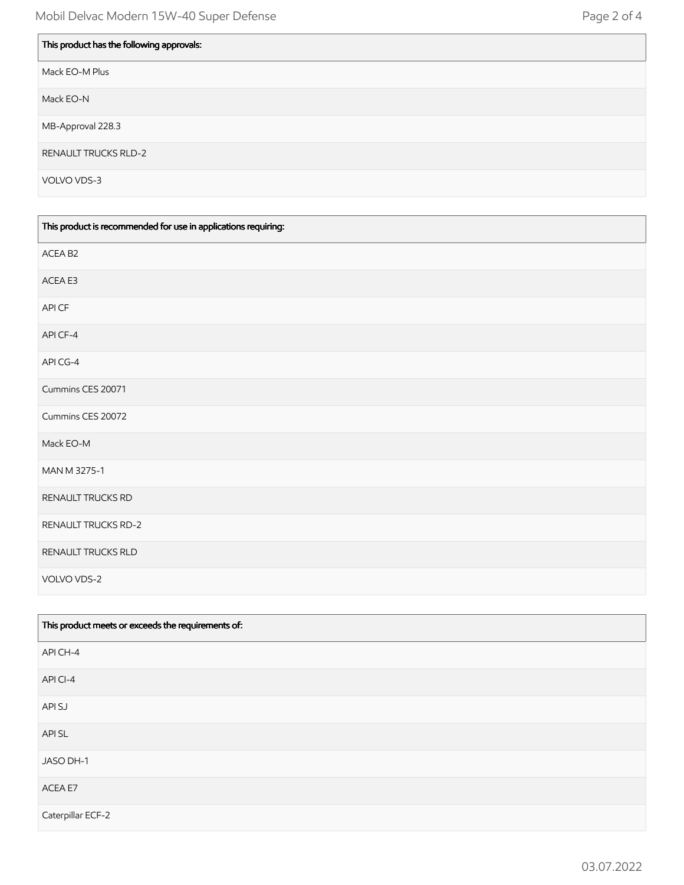| This product has the following approvals: |
| --- |
| Mack EO-M Plus |
| Mack EO-N |
| MB-Approval 228.3 |
| RENAULT TRUCKS RLD-2 |
| VOLVO VDS-3 |

| This product is recommended for use in applications requiring: |
| --- |
| ACEA B2 |
| ACEA E3 |
| API CF |
| API CF-4 |
| API CG-4 |
| Cummins CES 20071 |
| Cummins CES 20072 |
| Mack EO-M |
| MAN M 3275-1 |
| RENAULT TRUCKS RD |
| RENAULT TRUCKS RD-2 |
| RENAULT TRUCKS RLD |
| VOLVO VDS-2 |

| This product meets or exceeds the requirements of: |
| --- |
| API CH-4 |
| API CI-4 |
| API SJ |
| API SL |
| JASO DH-1 |
| ACEA E7 |
| Caterpillar ECF-2 |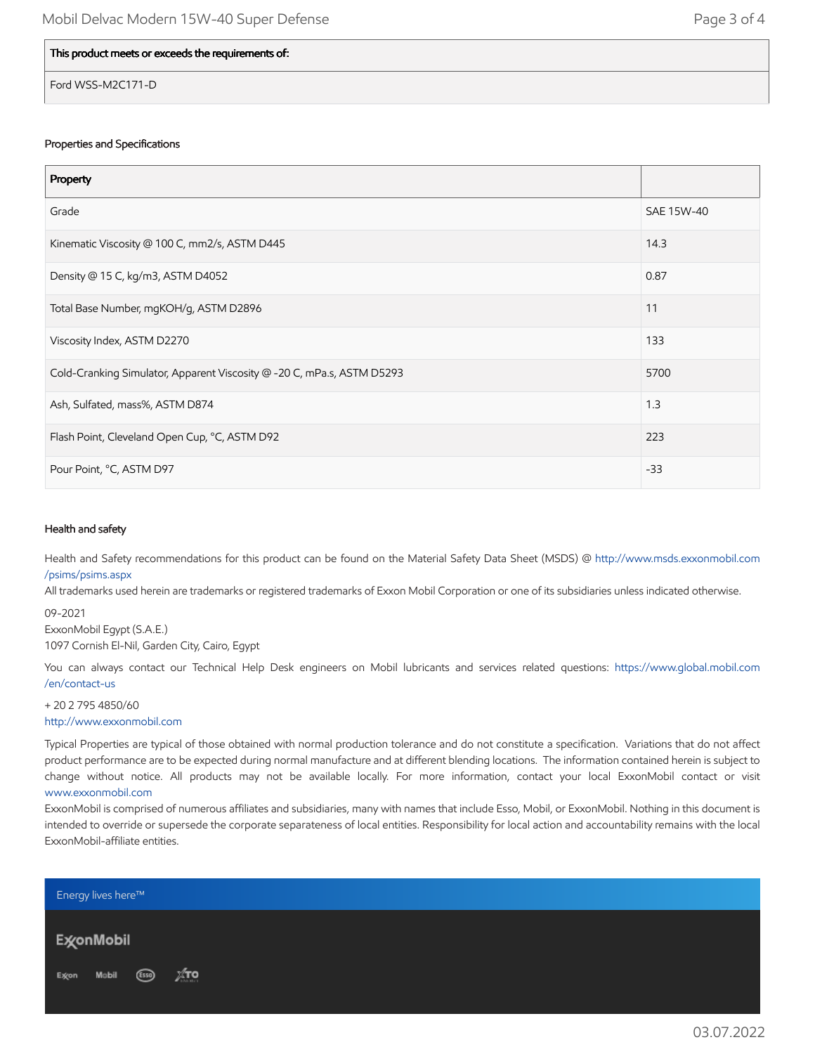| This product meets or exceeds the requirements of: |
| --- |
| Ford WSS-M2C171-D |

### Properties and Specifications

| Property | |
| --- | --- |
| Grade | SAE 15W-40 |
| Kinematic Viscosity @ 100 C, mm2/s, ASTM D445 | 14.3 |
| Density @ 15 C, kg/m3, ASTM D4052 | 0.87 |
| Total Base Number, mgKOH/g, ASTM D2896 | 11 |
| Viscosity Index, ASTM D2270 | 133 |
| Cold-Cranking Simulator, Apparent Viscosity @ -20 C, mPa.s, ASTM D5293 | 5700 |
| Ash, Sulfated, mass%, ASTM D874 | 1.3 |
| Flash Point, Cleveland Open Cup, °C, ASTM D92 | 223 |
| Pour Point, °C, ASTM D97 | -33 |

### Health and safety

Health and Safety recommendations for this product can be found on the Material Safety Data Sheet (MSDS) @ http://www.msds.exxonmobil.com/psims/psims.aspx

All trademarks used herein are trademarks or registered trademarks of Exxon Mobil Corporation or one of its subsidiaries unless indicated otherwise.

09-2021
ExxonMobil Egypt (S.A.E.)
1097 Cornish El-Nil, Garden City, Cairo, Egypt

You can always contact our Technical Help Desk engineers on Mobil lubricants and services related questions: https://www.global.mobil.com/en/contact-us

+ 20 2 795 4850/60
http://www.exxonmobil.com

Typical Properties are typical of those obtained with normal production tolerance and do not constitute a specification. Variations that do not affect product performance are to be expected during normal manufacture and at different blending locations. The information contained herein is subject to change without notice. All products may not be available locally. For more information, contact your local ExxonMobil contact or visit www.exxonmobil.com

ExxonMobil is comprised of numerous affiliates and subsidiaries, many with names that include Esso, Mobil, or ExxonMobil. Nothing in this document is intended to override or supersede the corporate separateness of local entities. Responsibility for local action and accountability remains with the local ExxonMobil-affiliate entities.

Energy lives here™

ExxonMobil

Exxon Mobil Esso XTO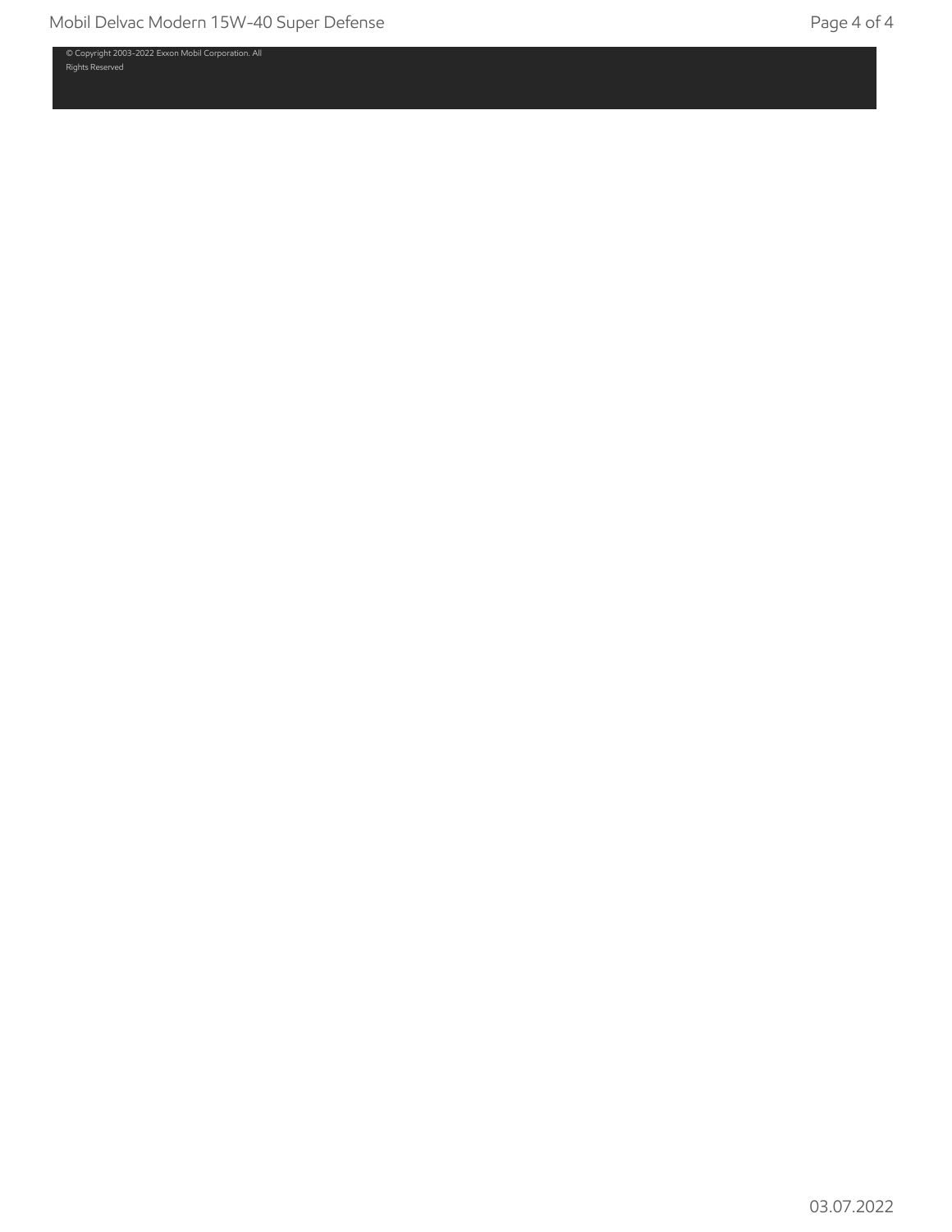© Copyright 2003-2022 Exxon Mobil Corporation. All Rights Reserved